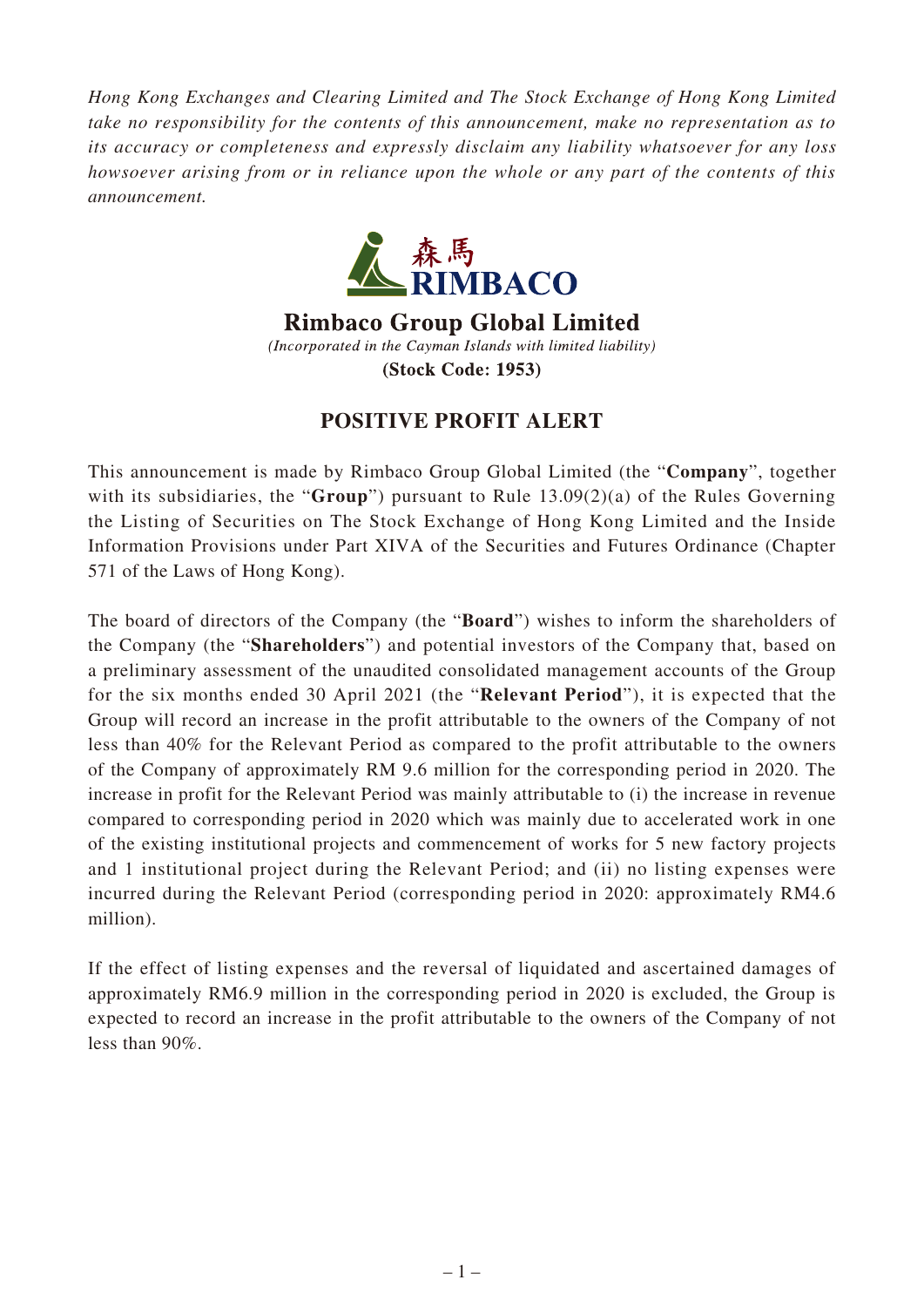*Hong Kong Exchanges and Clearing Limited and The Stock Exchange of Hong Kong Limited take no responsibility for the contents of this announcement, make no representation as to its accuracy or completeness and expressly disclaim any liability whatsoever for any loss howsoever arising from or in reliance upon the whole or any part of the contents of this announcement.*

森馬
RIMBACO

# Rimbaco Group Global Limited

*(Incorporated in the Cayman Islands with limited liability)*

**(Stock Code: 1953)**

## POSITIVE PROFIT ALERT

This announcement is made by Rimbaco Group Global Limited (the "**Company**", together with its subsidiaries, the "**Group**") pursuant to Rule 13.09(2)(a) of the Rules Governing the Listing of Securities on The Stock Exchange of Hong Kong Limited and the Inside Information Provisions under Part XIVA of the Securities and Futures Ordinance (Chapter 571 of the Laws of Hong Kong).

The board of directors of the Company (the "**Board**") wishes to inform the shareholders of the Company (the "**Shareholders**") and potential investors of the Company that, based on a preliminary assessment of the unaudited consolidated management accounts of the Group for the six months ended 30 April 2021 (the "**Relevant Period**"), it is expected that the Group will record an increase in the profit attributable to the owners of the Company of not less than 40% for the Relevant Period as compared to the profit attributable to the owners of the Company of approximately RM 9.6 million for the corresponding period in 2020. The increase in profit for the Relevant Period was mainly attributable to (i) the increase in revenue compared to corresponding period in 2020 which was mainly due to accelerated work in one of the existing institutional projects and commencement of works for 5 new factory projects and 1 institutional project during the Relevant Period; and (ii) no listing expenses were incurred during the Relevant Period (corresponding period in 2020: approximately RM4.6 million).

If the effect of listing expenses and the reversal of liquidated and ascertained damages of approximately RM6.9 million in the corresponding period in 2020 is excluded, the Group is expected to record an increase in the profit attributable to the owners of the Company of not less than 90%.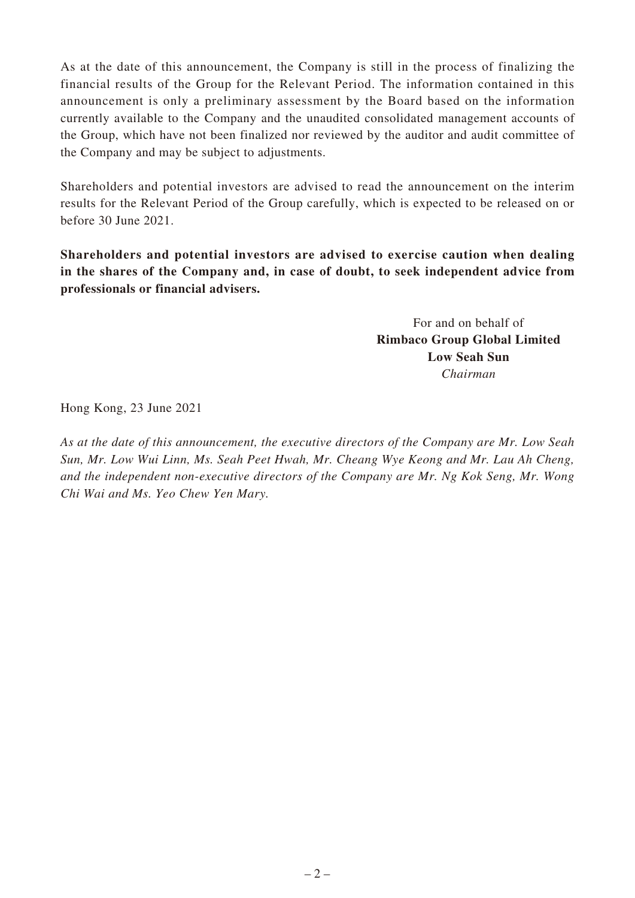As at the date of this announcement, the Company is still in the process of finalizing the financial results of the Group for the Relevant Period. The information contained in this announcement is only a preliminary assessment by the Board based on the information currently available to the Company and the unaudited consolidated management accounts of the Group, which have not been finalized nor reviewed by the auditor and audit committee of the Company and may be subject to adjustments.

Shareholders and potential investors are advised to read the announcement on the interim results for the Relevant Period of the Group carefully, which is expected to be released on or before 30 June 2021.

**Shareholders and potential investors are advised to exercise caution when dealing in the shares of the Company and, in case of doubt, to seek independent advice from professionals or financial advisers.**

For and on behalf of
**Rimbaco Group Global Limited**
**Low Seah Sun**
*Chairman*

Hong Kong, 23 June 2021

*As at the date of this announcement, the executive directors of the Company are Mr. Low Seah Sun, Mr. Low Wui Linn, Ms. Seah Peet Hwah, Mr. Cheang Wye Keong and Mr. Lau Ah Cheng, and the independent non-executive directors of the Company are Mr. Ng Kok Seng, Mr. Wong Chi Wai and Ms. Yeo Chew Yen Mary.*